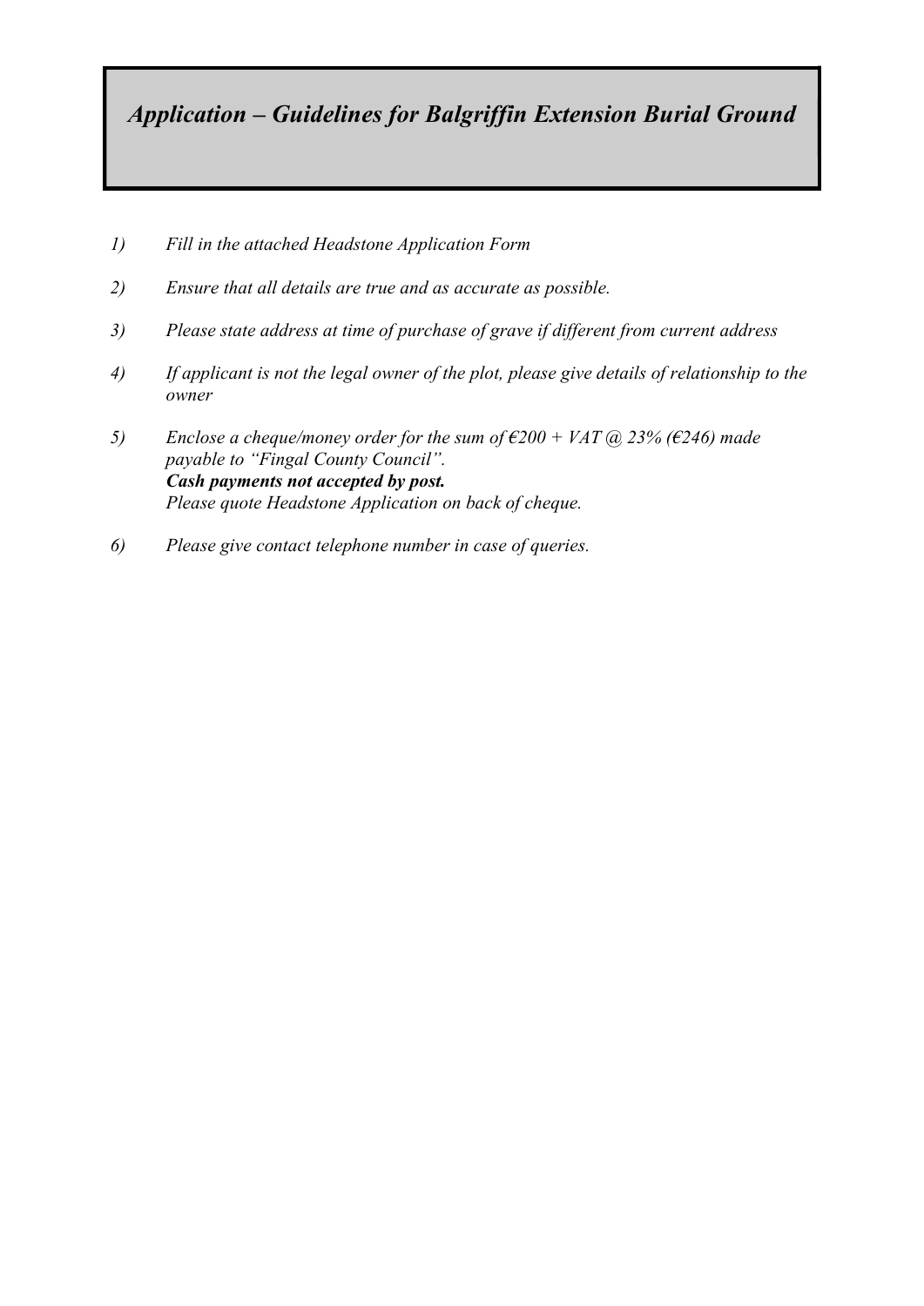# *Application – Guidelines for Balgriffin Extension Burial Ground*

1) *Fill in the attached Headstone Application Form*

2) *Ensure that all details are true and as accurate as possible.*

3) *Please state address at time of purchase of grave if different from current address*

4) *If applicant is not the legal owner of the plot, please give details of relationship to the owner*

5) *Enclose a cheque/money order for the sum of €200 + VAT @ 23% (€246) made payable to "Fingal County Council".*
   ***Cash payments not accepted by post.***
   *Please quote Headstone Application on back of cheque.*

6) *Please give contact telephone number in case of queries.*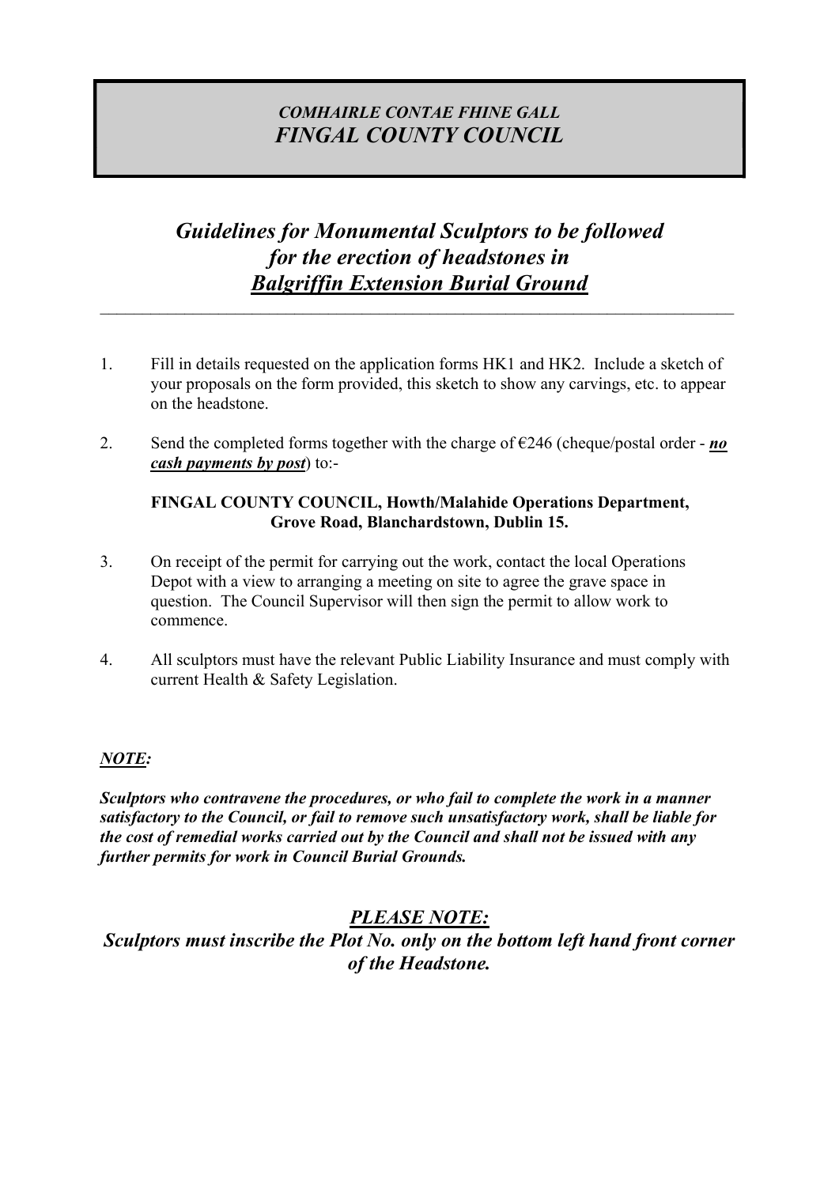***COMHAIRLE CONTAE FHINE GALL***
***FINGAL COUNTY COUNCIL***

# *Guidelines for Monumental Sculptors to be followed for the erection of headstones in <u>Balgriffin Extension Burial Ground</u>*

---

1. Fill in details requested on the application forms HK1 and HK2. Include a sketch of your proposals on the form provided, this sketch to show any carvings, etc. to appear on the headstone.

2. Send the completed forms together with the charge of €246 (cheque/postal order - ***<u>no cash payments by post</u>***) to:-

   **FINGAL COUNTY COUNCIL, Howth/Malahide Operations Department, Grove Road, Blanchardstown, Dublin 15.**

3. On receipt of the permit for carrying out the work, contact the local Operations Depot with a view to arranging a meeting on site to agree the grave space in question. The Council Supervisor will then sign the permit to allow work to commence.

4. All sculptors must have the relevant Public Liability Insurance and must comply with current Health & Safety Legislation.

***<u>NOTE:</u>***

***Sculptors who contravene the procedures, or who fail to complete the work in a manner satisfactory to the Council, or fail to remove such unsatisfactory work, shall be liable for the cost of remedial works carried out by the Council and shall not be issued with any further permits for work in Council Burial Grounds.***

***<u>PLEASE NOTE:</u>***

***Sculptors must inscribe the Plot No. only on the bottom left hand front corner of the Headstone.***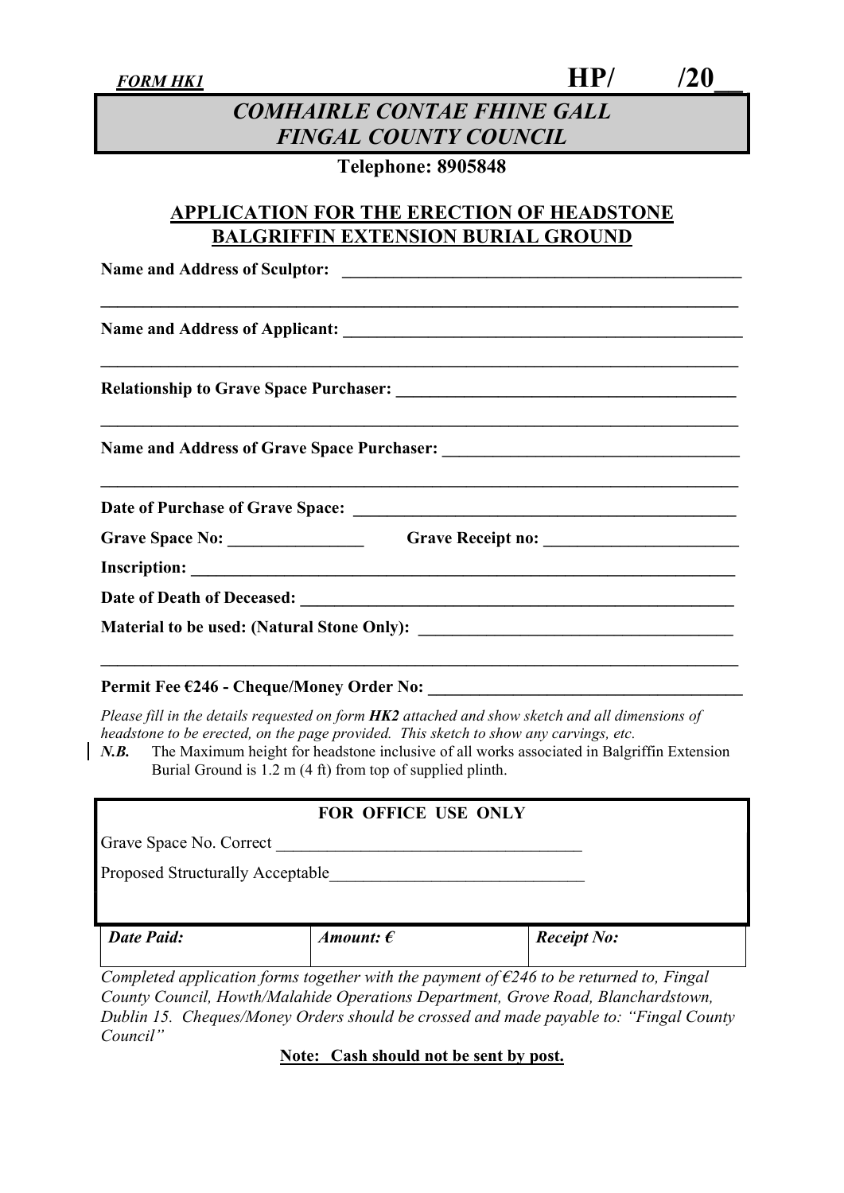*FORM HK1* **HP/ /20__**

# *COMHAIRLE CONTAE FHINE GALL*
# *FINGAL COUNTY COUNCIL*

**Telephone: 8905848**

## APPLICATION FOR THE ERECTION OF HEADSTONE BALGRIFFIN EXTENSION BURIAL GROUND

**Name and Address of Sculptor:** ______________________________________________

______________________________________________________________________

**Name and Address of Applicant:** ______________________________________________

______________________________________________________________________

**Relationship to Grave Space Purchaser:** ______________________________________

______________________________________________________________________

**Name and Address of Grave Space Purchaser:** __________________________________

______________________________________________________________________

**Date of Purchase of Grave Space:** ____________________________________________

**Grave Space No:** _______________ **Grave Receipt no:** ______________________

**Inscription:** ______________________________________________________________

**Date of Death of Deceased:** ________________________________________________

**Material to be used: (Natural Stone Only):** ___________________________________

______________________________________________________________________

**Permit Fee €246 - Cheque/Money Order No:** ___________________________________

*Please fill in the details requested on form* ***HK2*** *attached and show sketch and all dimensions of headstone to be erected, on the page provided. This sketch to show any carvings, etc.*

***N.B.*** The Maximum height for headstone inclusive of all works associated in Balgriffin Extension Burial Ground is 1.2 m (4 ft) from top of supplied plinth.

**FOR OFFICE USE ONLY**

Grave Space No. Correct ___________________________________

Proposed Structurally Acceptable_____________________________

| *Date Paid:* | *Amount: €* | *Receipt No:* |
|---|---|---|
| | | |

*Completed application forms together with the payment of €246 to be returned to, Fingal County Council, Howth/Malahide Operations Department, Grove Road, Blanchardstown, Dublin 15. Cheques/Money Orders should be crossed and made payable to: "Fingal County Council"*

**Note: Cash should not be sent by post.**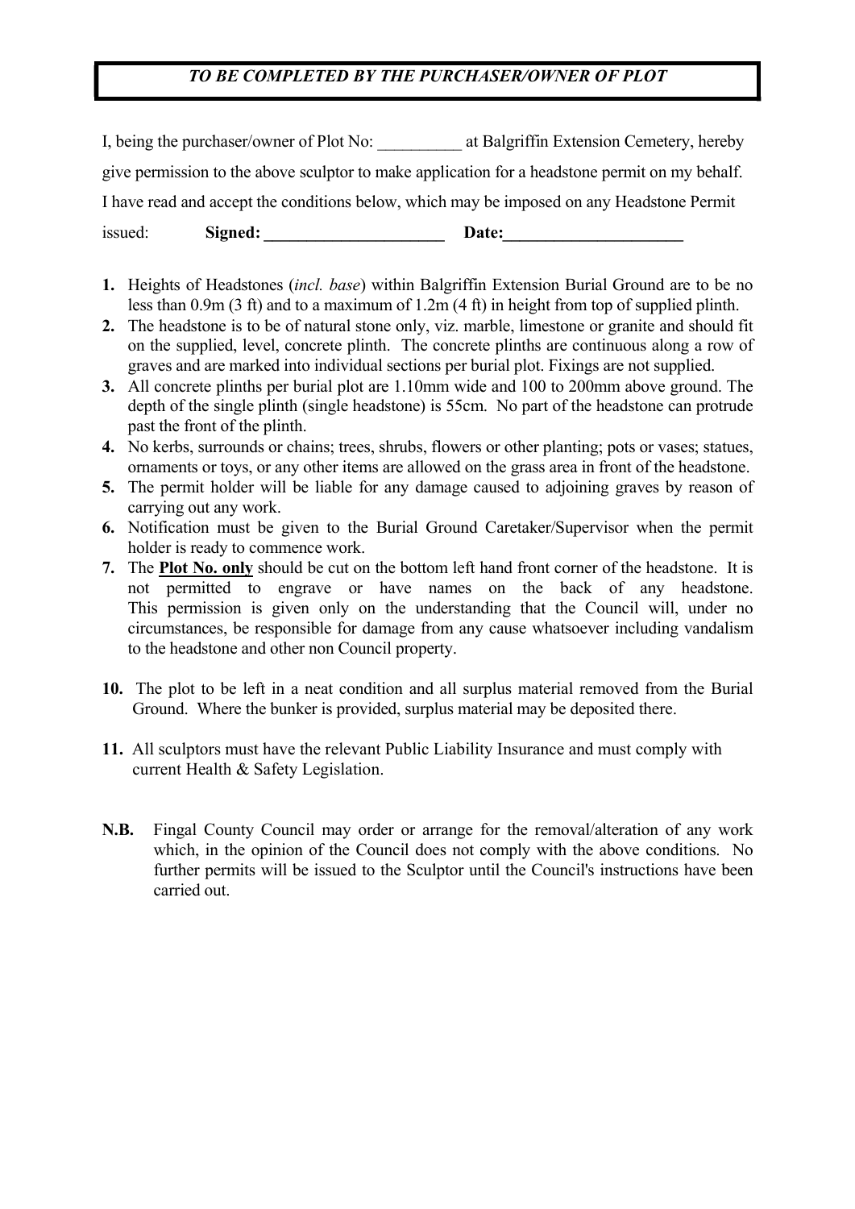***TO BE COMPLETED BY THE PURCHASER/OWNER OF PLOT***

I, being the purchaser/owner of Plot No: __________ at Balgriffin Extension Cemetery, hereby give permission to the above sculptor to make application for a headstone permit on my behalf. I have read and accept the conditions below, which may be imposed on any Headstone Permit issued: **Signed: ______________________ Date:______________________**

1. Heights of Headstones (*incl. base*) within Balgriffin Extension Burial Ground are to be no less than 0.9m (3 ft) and to a maximum of 1.2m (4 ft) in height from top of supplied plinth.
2. The headstone is to be of natural stone only, viz. marble, limestone or granite and should fit on the supplied, level, concrete plinth. The concrete plinths are continuous along a row of graves and are marked into individual sections per burial plot. Fixings are not supplied.
3. All concrete plinths per burial plot are 1.10mm wide and 100 to 200mm above ground. The depth of the single plinth (single headstone) is 55cm. No part of the headstone can protrude past the front of the plinth.
4. No kerbs, surrounds or chains; trees, shrubs, flowers or other planting; pots or vases; statues, ornaments or toys, or any other items are allowed on the grass area in front of the headstone.
5. The permit holder will be liable for any damage caused to adjoining graves by reason of carrying out any work.
6. Notification must be given to the Burial Ground Caretaker/Supervisor when the permit holder is ready to commence work.
7. The **Plot No. only** should be cut on the bottom left hand front corner of the headstone. It is not permitted to engrave or have names on the back of any headstone. This permission is given only on the understanding that the Council will, under no circumstances, be responsible for damage from any cause whatsoever including vandalism to the headstone and other non Council property.

10. The plot to be left in a neat condition and all surplus material removed from the Burial Ground. Where the bunker is provided, surplus material may be deposited there.

11. All sculptors must have the relevant Public Liability Insurance and must comply with current Health & Safety Legislation.

**N.B.** Fingal County Council may order or arrange for the removal/alteration of any work which, in the opinion of the Council does not comply with the above conditions. No further permits will be issued to the Sculptor until the Council's instructions have been carried out.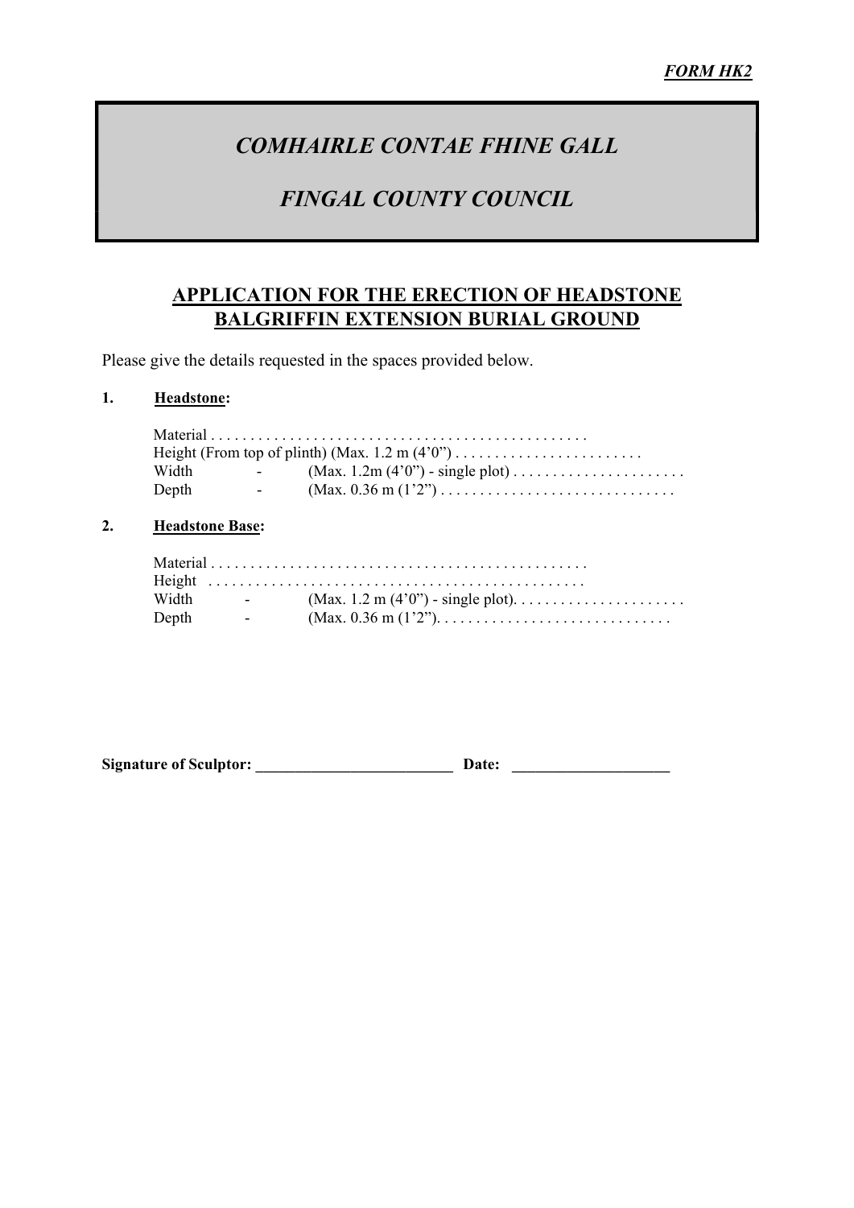***FORM HK2***

# *COMHAIRLE CONTAE FHINE GALL*

# *FINGAL COUNTY COUNCIL*

## APPLICATION FOR THE ERECTION OF HEADSTONE BALGRIFFIN EXTENSION BURIAL GROUND

Please give the details requested in the spaces provided below.

**1. Headstone:**

Material . . . . . . . . . . . . . . . . . . . . . . . . . . . . . . . . . . . . . . . . . . . . . . . .
Height (From top of plinth) (Max. 1.2 m (4'0") . . . . . . . . . . . . . . . . . . . . . . . .
Width - (Max. 1.2m (4'0") - single plot) . . . . . . . . . . . . . . . . . . . . . .
Depth - (Max. 0.36 m (1'2") . . . . . . . . . . . . . . . . . . . . . . . . . . . . . .

**2. Headstone Base:**

Material . . . . . . . . . . . . . . . . . . . . . . . . . . . . . . . . . . . . . . . . . . . . . . . .
Height . . . . . . . . . . . . . . . . . . . . . . . . . . . . . . . . . . . . . . . . . . . . . . . .
Width - (Max. 1.2 m (4'0") - single plot). . . . . . . . . . . . . . . . . . . . . .
Depth - (Max. 0.36 m (1'2"). . . . . . . . . . . . . . . . . . . . . . . . . . . . . .

**Signature of Sculptor:** ________________________ **Date:** ___________________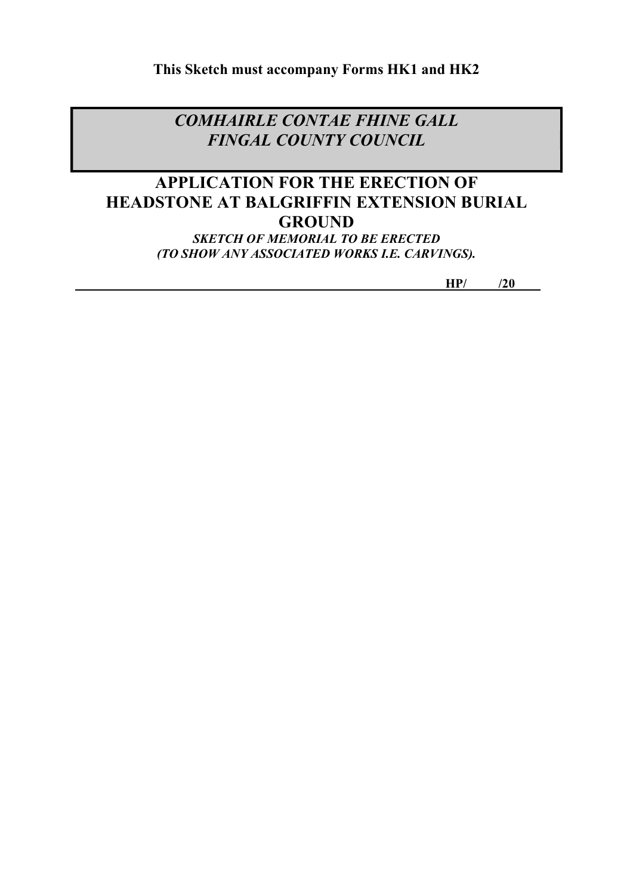**This Sketch must accompany Forms HK1 and HK2**

# *COMHAIRLE CONTAE FHINE GALL*
# *FINGAL COUNTY COUNCIL*

## APPLICATION FOR THE ERECTION OF HEADSTONE AT BALGRIFFIN EXTENSION BURIAL GROUND

***SKETCH OF MEMORIAL TO BE ERECTED***
***(TO SHOW ANY ASSOCIATED WORKS I.E. CARVINGS).***

**HP/ /20**